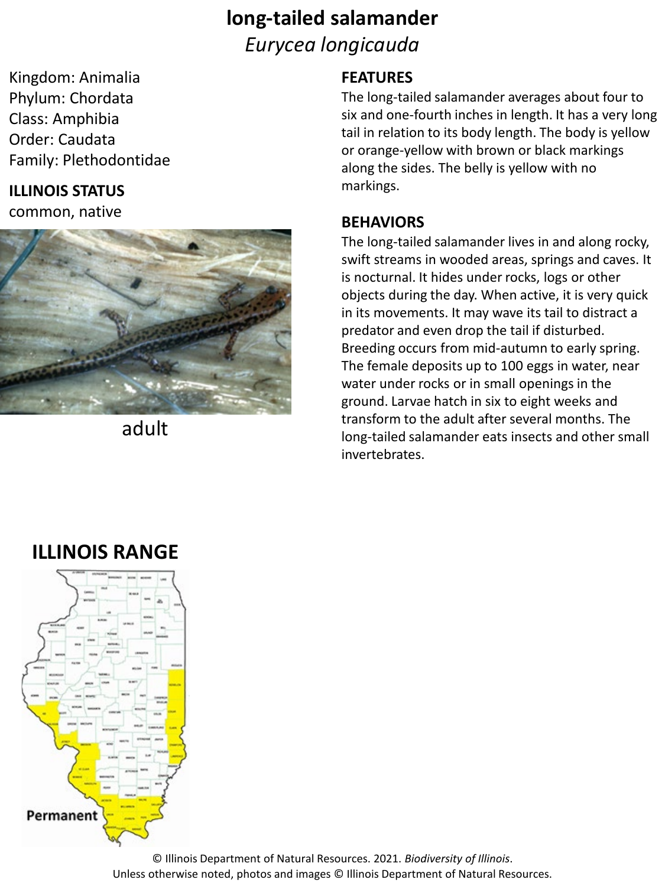# long-tailed salamander

*Eurycea longicauda*

Kingdom: Animalia
Phylum: Chordata
Class: Amphibia
Order: Caudata
Family: Plethodontidae

**ILLINOIS STATUS**

common, native

adult

## FEATURES

The long-tailed salamander averages about four to six and one-fourth inches in length. It has a very long tail in relation to its body length. The body is yellow or orange-yellow with brown or black markings along the sides. The belly is yellow with no markings.

## BEHAVIORS

The long-tailed salamander lives in and along rocky, swift streams in wooded areas, springs and caves. It is nocturnal. It hides under rocks, logs or other objects during the day. When active, it is very quick in its movements. It may wave its tail to distract a predator and even drop the tail if disturbed. Breeding occurs from mid-autumn to early spring. The female deposits up to 100 eggs in water, near water under rocks or in small openings in the ground. Larvae hatch in six to eight weeks and transform to the adult after several months. The long-tailed salamander eats insects and other small invertebrates.

## ILLINOIS RANGE

Permanent

© Illinois Department of Natural Resources. 2021. *Biodiversity of Illinois*.
Unless otherwise noted, photos and images © Illinois Department of Natural Resources.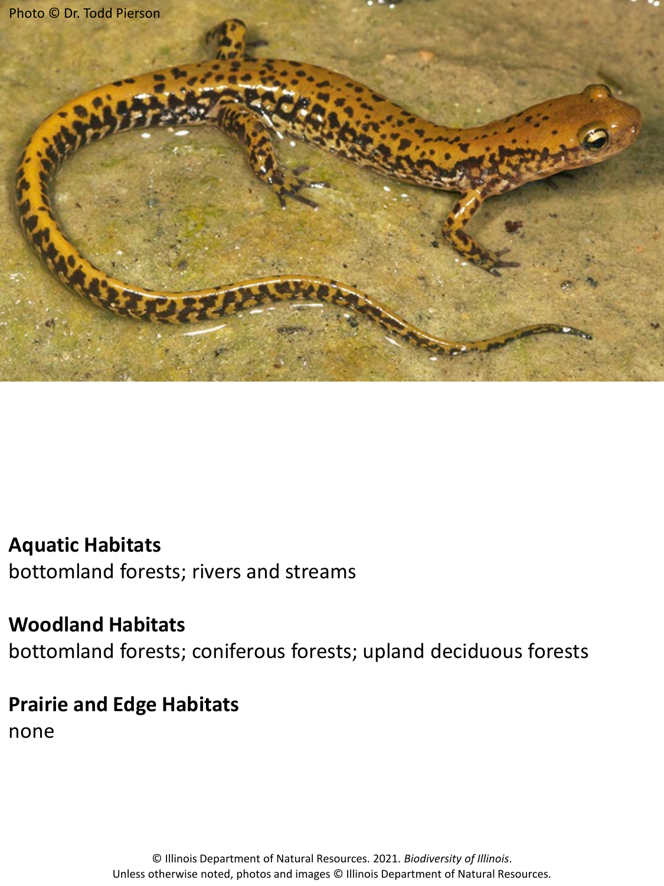Photo © Dr. Todd Pierson

**Aquatic Habitats**
bottomland forests; rivers and streams

**Woodland Habitats**
bottomland forests; coniferous forests; upland deciduous forests

**Prairie and Edge Habitats**
none

© Illinois Department of Natural Resources. 2021. *Biodiversity of Illinois*.
Unless otherwise noted, photos and images © Illinois Department of Natural Resources.